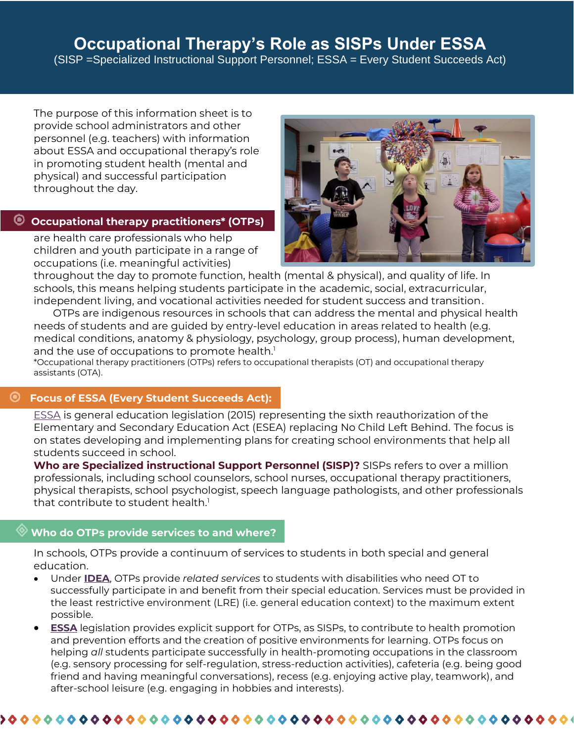# Occupational Therapy's Role as SISPs Under ESSA

(SISP =Specialized Instructional Support Personnel; ESSA = Every Student Succeeds Act)

The purpose of this information sheet is to provide school administrators and other personnel (e.g. teachers) with information about ESSA and occupational therapy's role in promoting student health (mental and physical) and successful participation throughout the day.

## Occupational therapy practitioners* (OTPs)

are health care professionals who help children and youth participate in a range of occupations (i.e. meaningful activities) throughout the day to promote function, health (mental & physical), and quality of life. In schools, this means helping students participate in the academic, social, extracurricular, independent living, and vocational activities needed for student success and transition.

OTPs are indigenous resources in schools that can address the mental and physical health needs of students and are guided by entry-level education in areas related to health (e.g. medical conditions, anatomy & physiology, psychology, group process), human development, and the use of occupations to promote health.[1]

*Occupational therapy practitioners (OTPs) refers to occupational therapists (OT) and occupational therapy assistants (OTA).

## Focus of ESSA (Every Student Succeeds Act):

ESSA is general education legislation (2015) representing the sixth reauthorization of the Elementary and Secondary Education Act (ESEA) replacing No Child Left Behind. The focus is on states developing and implementing plans for creating school environments that help all students succeed in school.

**Who are Specialized instructional Support Personnel (SISP)?** SISPs refers to over a million professionals, including school counselors, school nurses, occupational therapy practitioners, physical therapists, school psychologist, speech language pathologists, and other professionals that contribute to student health.[1]

## Who do OTPs provide services to and where?

In schools, OTPs provide a continuum of services to students in both special and general education.

- Under **IDEA**, OTPs provide *related services* to students with disabilities who need OT to successfully participate in and benefit from their special education. Services must be provided in the least restrictive environment (LRE) (i.e. general education context) to the maximum extent possible.
- **ESSA** legislation provides explicit support for OTPs, as SISPs, to contribute to health promotion and prevention efforts and the creation of positive environments for learning. OTPs focus on helping *all* students participate successfully in health-promoting occupations in the classroom (e.g. sensory processing for self-regulation, stress-reduction activities), cafeteria (e.g. being good friend and having meaningful conversations), recess (e.g. enjoying active play, teamwork), and after-school leisure (e.g. engaging in hobbies and interests).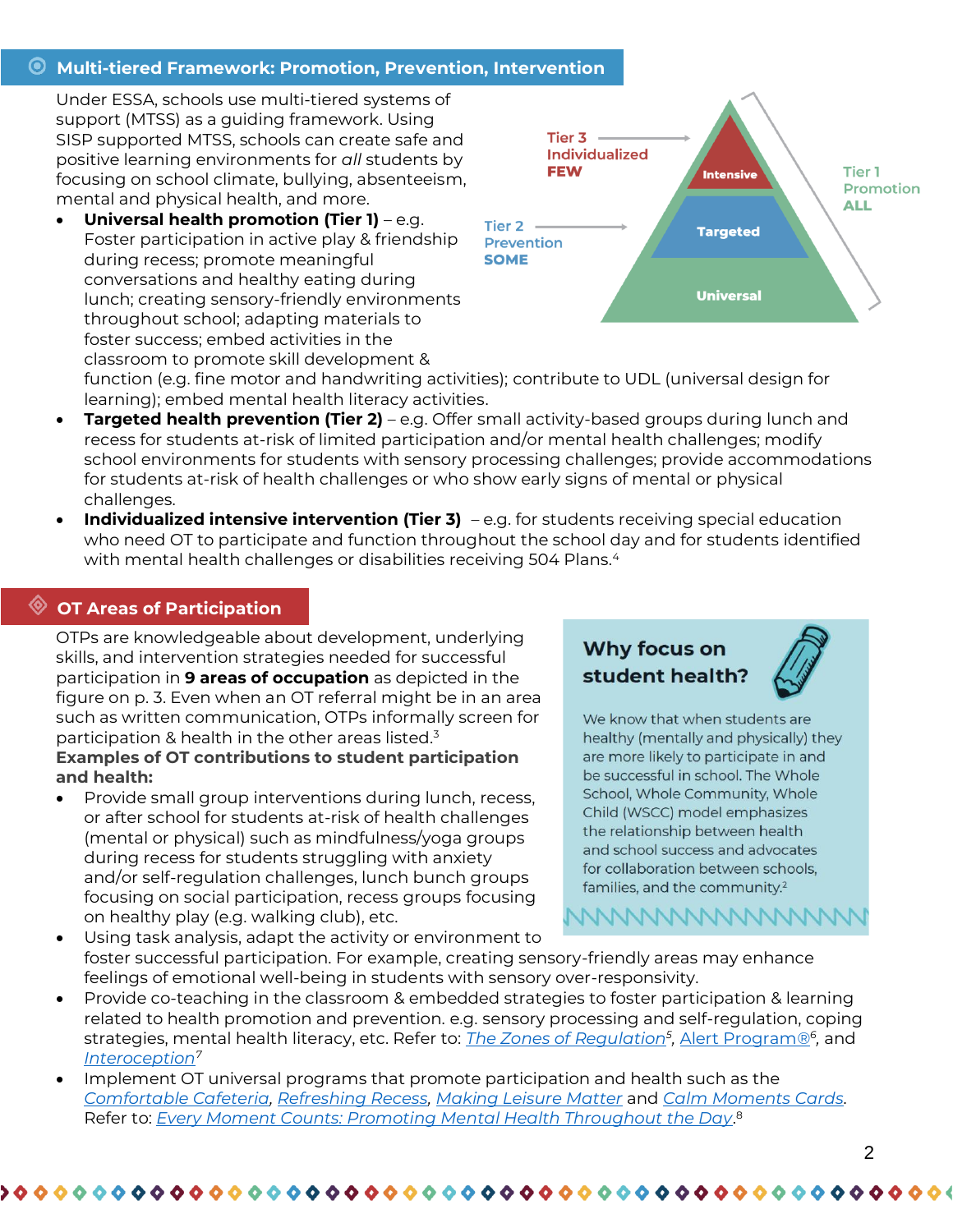## Multi-tiered Framework: Promotion, Prevention, Intervention

Under ESSA, schools use multi-tiered systems of support (MTSS) as a guiding framework. Using SISP supported MTSS, schools can create safe and positive learning environments for *all* students by focusing on school climate, bullying, absenteeism, mental and physical health, and more.

Tier 3 Individualized **FEW** — Intensive

Tier 2 Prevention **SOME** — Targeted

Tier 1 Promotion **ALL** — Universal

- **Universal health promotion (Tier 1)** – e.g. Foster participation in active play & friendship during recess; promote meaningful conversations and healthy eating during lunch; creating sensory-friendly environments throughout school; adapting materials to foster success; embed activities in the classroom to promote skill development & function (e.g. fine motor and handwriting activities); contribute to UDL (universal design for learning); embed mental health literacy activities.
- **Targeted health prevention (Tier 2)** – e.g. Offer small activity-based groups during lunch and recess for students at-risk of limited participation and/or mental health challenges; modify school environments for students with sensory processing challenges; provide accommodations for students at-risk of health challenges or who show early signs of mental or physical challenges.
- **Individualized intensive intervention (Tier 3)** – e.g. for students receiving special education who need OT to participate and function throughout the school day and for students identified with mental health challenges or disabilities receiving 504 Plans.[4]

## OT Areas of Participation

OTPs are knowledgeable about development, underlying skills, and intervention strategies needed for successful participation in **9 areas of occupation** as depicted in the figure on p. 3. Even when an OT referral might be in an area such as written communication, OTPs informally screen for participation & health in the other areas listed.[3]

**Examples of OT contributions to student participation and health:**

- Provide small group interventions during lunch, recess, or after school for students at-risk of health challenges (mental or physical) such as mindfulness/yoga groups during recess for students struggling with anxiety and/or self-regulation challenges, lunch bunch groups focusing on social participation, recess groups focusing on healthy play (e.g. walking club), etc.
- Using task analysis, adapt the activity or environment to foster successful participation. For example, creating sensory-friendly areas may enhance feelings of emotional well-being in students with sensory over-responsivity.
- Provide co-teaching in the classroom & embedded strategies to foster participation & learning related to health promotion and prevention. e.g. sensory processing and self-regulation, coping strategies, mental health literacy, etc. Refer to: *The Zones of Regulation*[5], Alert Program®[6], and *Interoception*[7]
- Implement OT universal programs that promote participation and health such as the *Comfortable Cafeteria*, *Refreshing Recess*, *Making Leisure Matter* and *Calm Moments Cards*. Refer to: *Every Moment Counts: Promoting Mental Health Throughout the Day*.[8]

### Why focus on student health?

We know that when students are healthy (mentally and physically) they are more likely to participate in and be successful in school. The Whole School, Whole Community, Whole Child (WSCC) model emphasizes the relationship between health and school success and advocates for collaboration between schools, families, and the community.[2]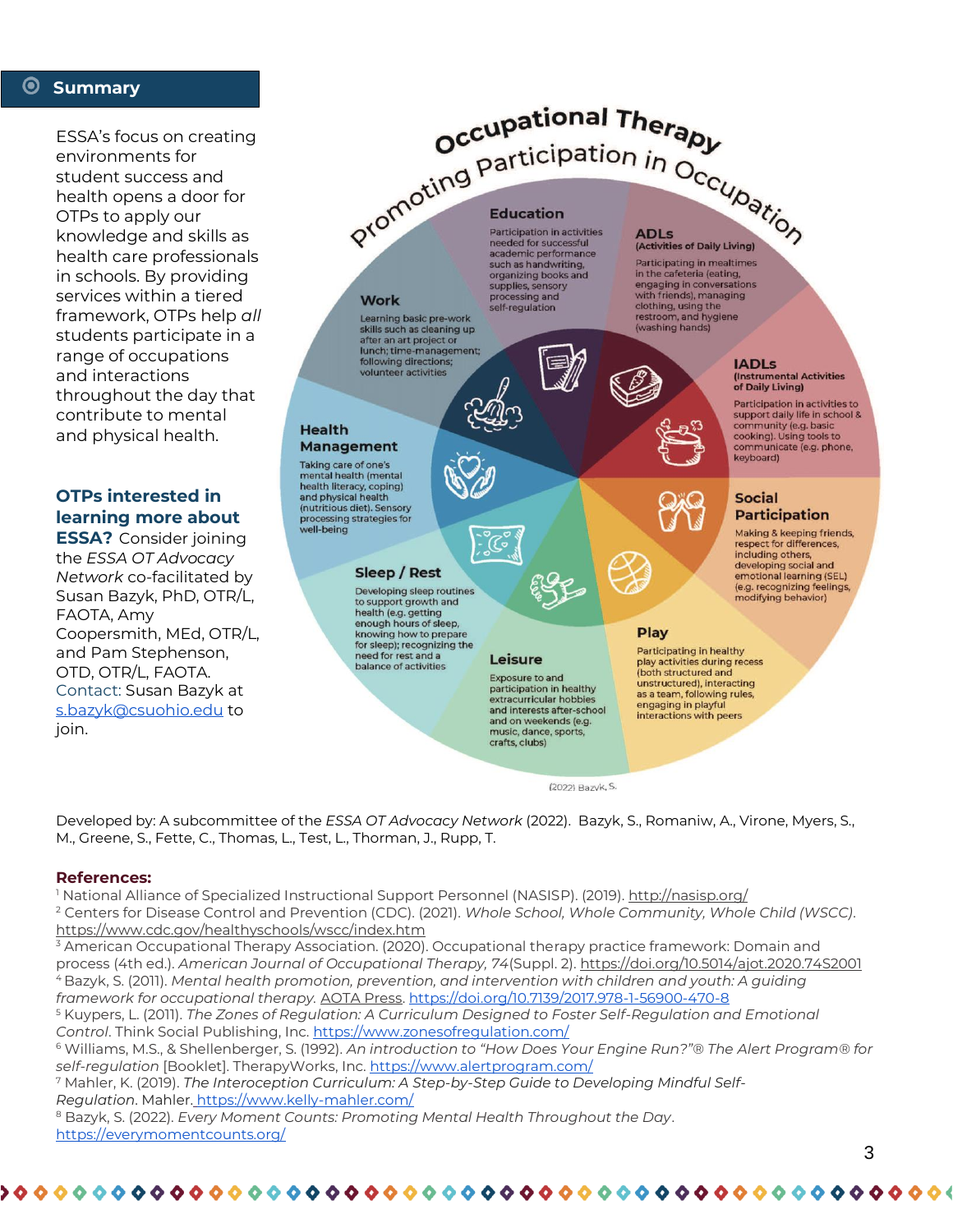## Summary

ESSA's focus on creating environments for student success and health opens a door for OTPs to apply our knowledge and skills as health care professionals in schools. By providing services within a tiered framework, OTPs help *all* students participate in a range of occupations and interactions throughout the day that contribute to mental and physical health.

**OTPs interested in learning more about ESSA?** Consider joining the *ESSA OT Advocacy Network* co-facilitated by Susan Bazyk, PhD, OTR/L, FAOTA, Amy Coopersmith, MEd, OTR/L, and Pam Stephenson, OTD, OTR/L, FAOTA. Contact: Susan Bazyk at s.bazyk@csuohio.edu to join.

Occupational Therapy
Promoting Participation in Occupation

**Education**
Participation in activities needed for successful academic performance such as handwriting, organizing books and supplies, sensory processing and self-regulation

**ADLs**
(Activities of Daily Living)
Participating in mealtimes in the cafeteria (eating, engaging in conversations with friends), managing clothing, using the restroom, and hygiene (washing hands)

**IADLs**
(Instrumental Activities of Daily Living)
Participation in activities to support daily life in school & community (e.g. basic cooking). Using tools to communicate (e.g. phone, keyboard)

**Social Participation**
Making & keeping friends, respect for differences, including others, developing social and emotional learning (SEL) (e.g. recognizing feelings, modifying behavior)

**Play**
Participating in healthy play activities during recess (both structured and unstructured), interacting as a team, following rules, engaging in playful interactions with peers

**Leisure**
Exposure to and participation in healthy extracurricular hobbies and interests after-school and on weekends (e.g. music, dance, sports, crafts, clubs)

**Sleep / Rest**
Developing sleep routines to support growth and health (e.g. getting enough hours of sleep, knowing how to prepare for sleep); recognizing the need for rest and a balance of activities

**Health Management**
Taking care of one's mental health (mental health literacy, coping) and physical health (nutritious diet). Sensory processing strategies for well-being

**Work**
Learning basic pre-work skills such as cleaning up after an art project or lunch; time-management; following directions; volunteer activities

(2022) Bazyk, S.

Developed by: A subcommittee of the *ESSA OT Advocacy Network* (2022). Bazyk, S., Romaniw, A., Virone, Myers, S., M., Greene, S., Fette, C., Thomas, L., Test, L., Thorman, J., Rupp, T.

### References:

[1] National Alliance of Specialized Instructional Support Personnel (NASISP). (2019). http://nasisp.org/

[2] Centers for Disease Control and Prevention (CDC). (2021). *Whole School, Whole Community, Whole Child (WSCC)*. https://www.cdc.gov/healthyschools/wscc/index.htm

[3] American Occupational Therapy Association. (2020). Occupational therapy practice framework: Domain and process (4th ed.). *American Journal of Occupational Therapy, 74*(Suppl. 2). https://doi.org/10.5014/ajot.2020.74S2001

[4] Bazyk, S. (2011). *Mental health promotion, prevention, and intervention with children and youth: A guiding framework for occupational therapy*. AOTA Press. https://doi.org/10.7139/2017.978-1-56900-470-8

[5] Kuypers, L. (2011). *The Zones of Regulation: A Curriculum Designed to Foster Self-Regulation and Emotional Control*. Think Social Publishing, Inc. https://www.zonesofregulation.com/

[6] Williams, M.S., & Shellenberger, S. (1992). *An introduction to "How Does Your Engine Run?"® The Alert Program® for self-regulation* [Booklet]. TherapyWorks, Inc. https://www.alertprogram.com/

[7] Mahler, K. (2019). *The Interoception Curriculum: A Step-by-Step Guide to Developing Mindful Self-Regulation*. Mahler. https://www.kelly-mahler.com/

[8] Bazyk, S. (2022). *Every Moment Counts: Promoting Mental Health Throughout the Day*. https://everymomentcounts.org/